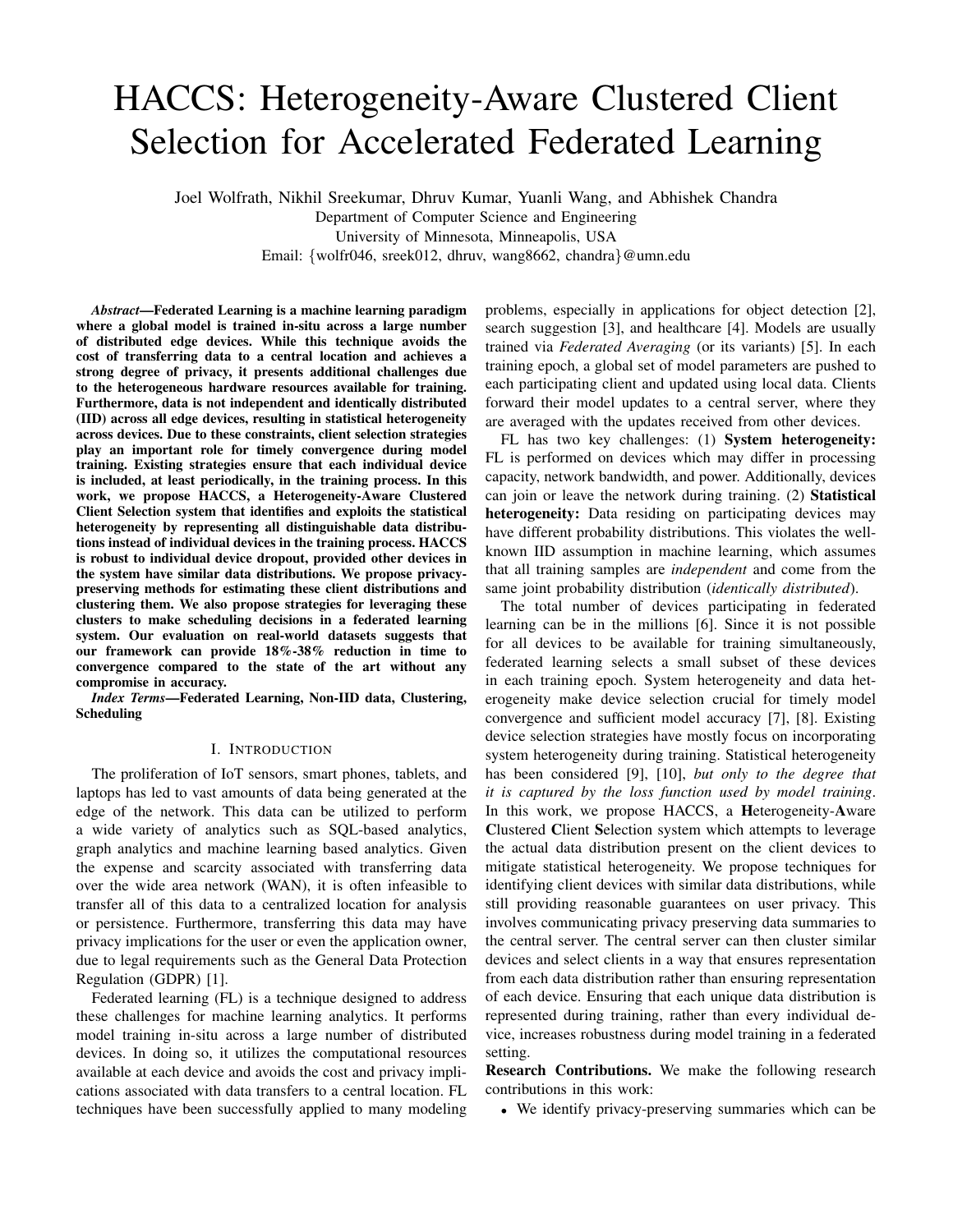# HACCS: Heterogeneity-Aware Clustered Client Selection for Accelerated Federated Learning

Joel Wolfrath, Nikhil Sreekumar, Dhruv Kumar, Yuanli Wang, and Abhishek Chandra
Department of Computer Science and Engineering
University of Minnesota, Minneapolis, USA
Email: {wolfr046, sreek012, dhruv, wang8662, chandra}@umn.edu

***Abstract*—Federated Learning is a machine learning paradigm where a global model is trained in-situ across a large number of distributed edge devices. While this technique avoids the cost of transferring data to a central location and achieves a strong degree of privacy, it presents additional challenges due to the heterogeneous hardware resources available for training. Furthermore, data is not independent and identically distributed (IID) across all edge devices, resulting in statistical heterogeneity across devices. Due to these constraints, client selection strategies play an important role for timely convergence during model training. Existing strategies ensure that each individual device is included, at least periodically, in the training process. In this work, we propose HACCS, a Heterogeneity-Aware Clustered Client Selection system that identifies and exploits the statistical heterogeneity by representing all distinguishable data distributions instead of individual devices in the training process. HACCS is robust to individual device dropout, provided other devices in the system have similar data distributions. We propose privacy-preserving methods for estimating these client distributions and clustering them. We also propose strategies for leveraging these clusters to make scheduling decisions in a federated learning system. Our evaluation on real-world datasets suggests that our framework can provide 18%-38% reduction in time to convergence compared to the state of the art without any compromise in accuracy.**

***Index Terms*—Federated Learning, Non-IID data, Clustering, Scheduling**

## I. Introduction

The proliferation of IoT sensors, smart phones, tablets, and laptops has led to vast amounts of data being generated at the edge of the network. This data can be utilized to perform a wide variety of analytics such as SQL-based analytics, graph analytics and machine learning based analytics. Given the expense and scarcity associated with transferring data over the wide area network (WAN), it is often infeasible to transfer all of this data to a centralized location for analysis or persistence. Furthermore, transferring this data may have privacy implications for the user or even the application owner, due to legal requirements such as the General Data Protection Regulation (GDPR) [1].

Federated learning (FL) is a technique designed to address these challenges for machine learning analytics. It performs model training in-situ across a large number of distributed devices. In doing so, it utilizes the computational resources available at each device and avoids the cost and privacy implications associated with data transfers to a central location. FL techniques have been successfully applied to many modeling problems, especially in applications for object detection [2], search suggestion [3], and healthcare [4]. Models are usually trained via *Federated Averaging* (or its variants) [5]. In each training epoch, a global set of model parameters are pushed to each participating client and updated using local data. Clients forward their model updates to a central server, where they are averaged with the updates received from other devices.

FL has two key challenges: (1) **System heterogeneity:** FL is performed on devices which may differ in processing capacity, network bandwidth, and power. Additionally, devices can join or leave the network during training. (2) **Statistical heterogeneity:** Data residing on participating devices may have different probability distributions. This violates the well-known IID assumption in machine learning, which assumes that all training samples are *independent* and come from the same joint probability distribution (*identically distributed*).

The total number of devices participating in federated learning can be in the millions [6]. Since it is not possible for all devices to be available for training simultaneously, federated learning selects a small subset of these devices in each training epoch. System heterogeneity and data heterogeneity make device selection crucial for timely model convergence and sufficient model accuracy [7], [8]. Existing device selection strategies have mostly focus on incorporating system heterogeneity during training. Statistical heterogeneity has been considered [9], [10], *but only to the degree that it is captured by the loss function used by model training*. In this work, we propose HACCS, a **H**eterogeneity-**A**ware **C**lustered **C**lient **S**election system which attempts to leverage the actual data distribution present on the client devices to mitigate statistical heterogeneity. We propose techniques for identifying client devices with similar data distributions, while still providing reasonable guarantees on user privacy. This involves communicating privacy preserving data summaries to the central server. The central server can then cluster similar devices and select clients in a way that ensures representation from each data distribution rather than ensuring representation of each device. Ensuring that each unique data distribution is represented during training, rather than every individual device, increases robustness during model training in a federated setting.

**Research Contributions.** We make the following research contributions in this work:

- We identify privacy-preserving summaries which can be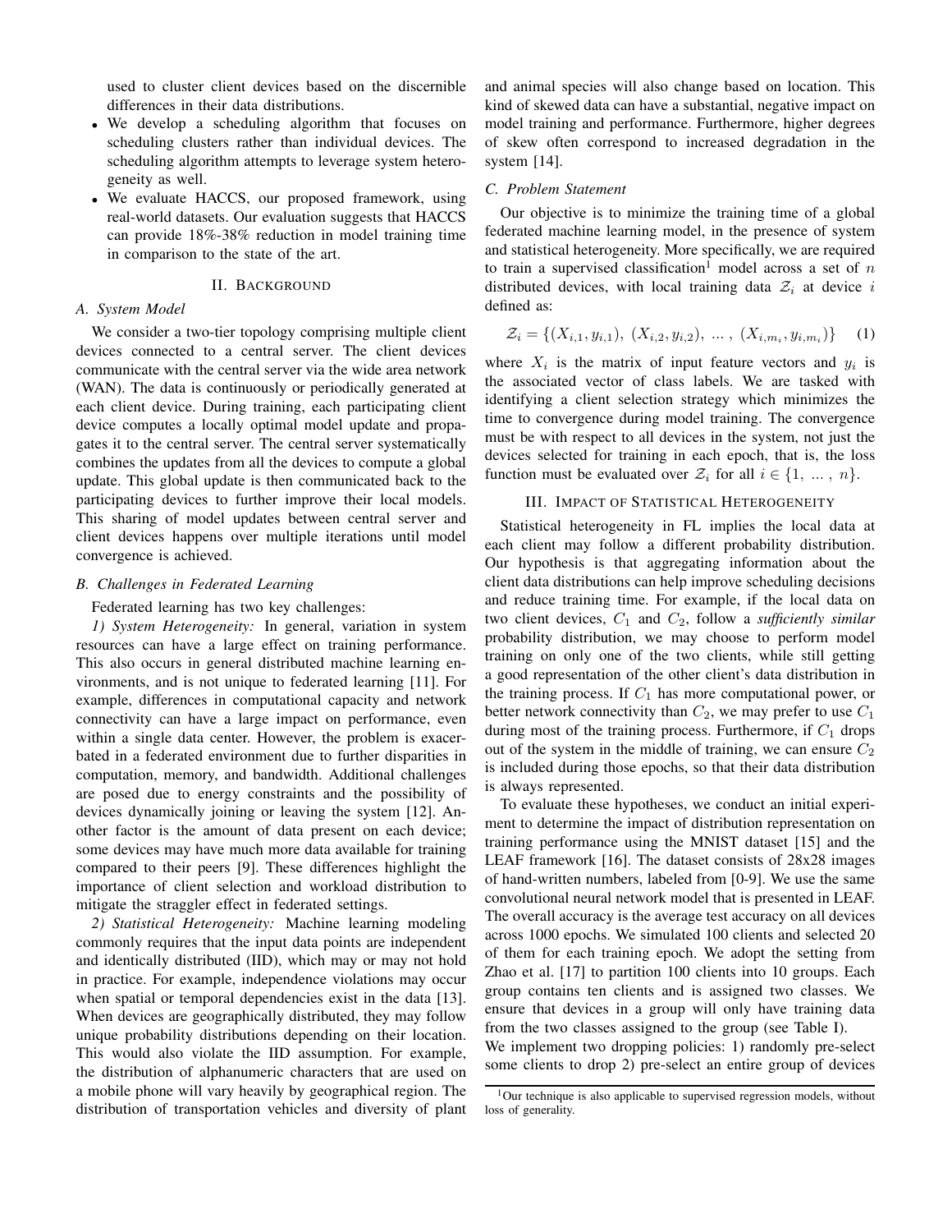used to cluster client devices based on the discernible differences in their data distributions.

- We develop a scheduling algorithm that focuses on scheduling clusters rather than individual devices. The scheduling algorithm attempts to leverage system heterogeneity as well.
- We evaluate HACCS, our proposed framework, using real-world datasets. Our evaluation suggests that HACCS can provide 18%-38% reduction in model training time in comparison to the state of the art.

## II. Background

### A. System Model

We consider a two-tier topology comprising multiple client devices connected to a central server. The client devices communicate with the central server via the wide area network (WAN). The data is continuously or periodically generated at each client device. During training, each participating client device computes a locally optimal model update and propagates it to the central server. The central server systematically combines the updates from all the devices to compute a global update. This global update is then communicated back to the participating devices to further improve their local models. This sharing of model updates between central server and client devices happens over multiple iterations until model convergence is achieved.

### B. Challenges in Federated Learning

Federated learning has two key challenges:

*1) System Heterogeneity:* In general, variation in system resources can have a large effect on training performance. This also occurs in general distributed machine learning environments, and is not unique to federated learning [11]. For example, differences in computational capacity and network connectivity can have a large impact on performance, even within a single data center. However, the problem is exacerbated in a federated environment due to further disparities in computation, memory, and bandwidth. Additional challenges are posed due to energy constraints and the possibility of devices dynamically joining or leaving the system [12]. Another factor is the amount of data present on each device; some devices may have much more data available for training compared to their peers [9]. These differences highlight the importance of client selection and workload distribution to mitigate the straggler effect in federated settings.

*2) Statistical Heterogeneity:* Machine learning modeling commonly requires that the input data points are independent and identically distributed (IID), which may or may not hold in practice. For example, independence violations may occur when spatial or temporal dependencies exist in the data [13]. When devices are geographically distributed, they may follow unique probability distributions depending on their location. This would also violate the IID assumption. For example, the distribution of alphanumeric characters that are used on a mobile phone will vary heavily by geographical region. The distribution of transportation vehicles and diversity of plant and animal species will also change based on location. This kind of skewed data can have a substantial, negative impact on model training and performance. Furthermore, higher degrees of skew often correspond to increased degradation in the system [14].

### C. Problem Statement

Our objective is to minimize the training time of a global federated machine learning model, in the presence of system and statistical heterogeneity. More specifically, we are required to train a supervised classification[1] model across a set of $n$ distributed devices, with local training data $\mathcal{Z}_i$ at device $i$ defined as:

$$\mathcal{Z}_i = \{(X_{i,1}, y_{i,1}),\ (X_{i,2}, y_{i,2}),\ \ldots\ ,\ (X_{i,m_i}, y_{i,m_i})\} \quad (1)$$

where $X_i$ is the matrix of input feature vectors and $y_i$ is the associated vector of class labels. We are tasked with identifying a client selection strategy which minimizes the time to convergence during model training. The convergence must be with respect to all devices in the system, not just the devices selected for training in each epoch, that is, the loss function must be evaluated over $\mathcal{Z}_i$ for all $i \in \{1,\ \ldots\ ,\ n\}$.

## III. Impact of Statistical Heterogeneity

Statistical heterogeneity in FL implies the local data at each client may follow a different probability distribution. Our hypothesis is that aggregating information about the client data distributions can help improve scheduling decisions and reduce training time. For example, if the local data on two client devices, $C_1$ and $C_2$, follow a *sufficiently similar* probability distribution, we may choose to perform model training on only one of the two clients, while still getting a good representation of the other client's data distribution in the training process. If $C_1$ has more computational power, or better network connectivity than $C_2$, we may prefer to use $C_1$ during most of the training process. Furthermore, if $C_1$ drops out of the system in the middle of training, we can ensure $C_2$ is included during those epochs, so that their data distribution is always represented.

To evaluate these hypotheses, we conduct an initial experiment to determine the impact of distribution representation on training performance using the MNIST dataset [15] and the LEAF framework [16]. The dataset consists of 28x28 images of hand-written numbers, labeled from [0-9]. We use the same convolutional neural network model that is presented in LEAF. The overall accuracy is the average test accuracy on all devices across 1000 epochs. We simulated 100 clients and selected 20 of them for each training epoch. We adopt the setting from Zhao et al. [17] to partition 100 clients into 10 groups. Each group contains ten clients and is assigned two classes. We ensure that devices in a group will only have training data from the two classes assigned to the group (see Table I).

We implement two dropping policies: 1) randomly pre-select some clients to drop 2) pre-select an entire group of devices

[1] Our technique is also applicable to supervised regression models, without loss of generality.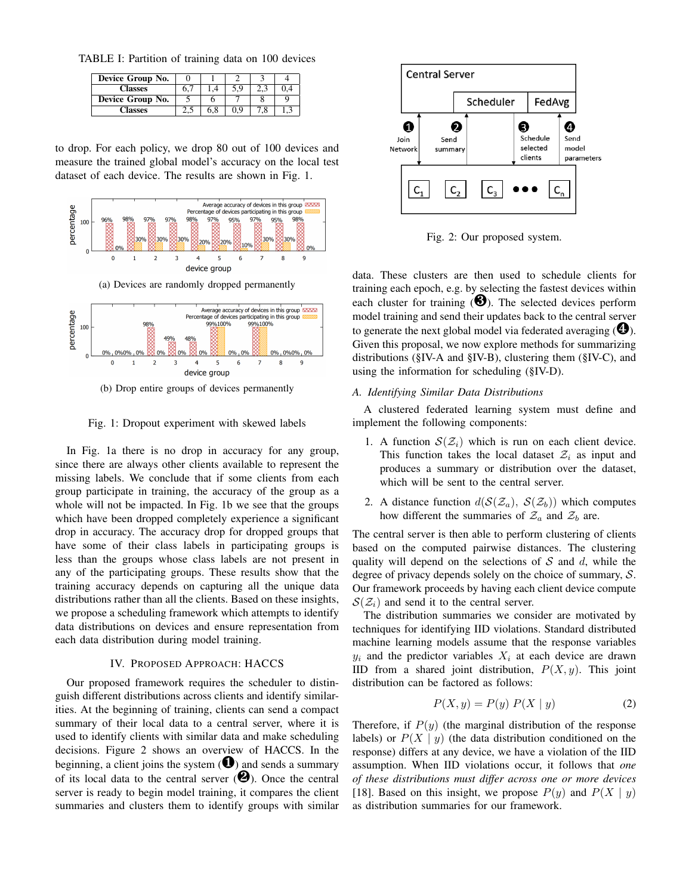TABLE I: Partition of training data on 100 devices

| Device Group No. | 0 | 1 | 2 | 3 | 4 |
|---|---|---|---|---|---|
| Classes | 6,7 | 1,4 | 5,9 | 2,3 | 0,4 |
| Device Group No. | 5 | 6 | 7 | 8 | 9 |
| Classes | 2,5 | 6,8 | 0,9 | 7,8 | 1,3 |

to drop. For each policy, we drop 80 out of 100 devices and measure the trained global model's accuracy on the local test dataset of each device. The results are shown in Fig. 1.

(a) Devices are randomly dropped permanently

(b) Drop entire groups of devices permanently

Fig. 1: Dropout experiment with skewed labels

In Fig. 1a there is no drop in accuracy for any group, since there are always other clients available to represent the missing labels. We conclude that if some clients from each group participate in training, the accuracy of the group as a whole will not be impacted. In Fig. 1b we see that the groups which have been dropped completely experience a significant drop in accuracy. The accuracy drop for dropped groups that have some of their class labels in participating groups is less than the groups whose class labels are not present in any of the participating groups. These results show that the training accuracy depends on capturing all the unique data distributions rather than all the clients. Based on these insights, we propose a scheduling framework which attempts to identify data distributions on devices and ensure representation from each data distribution during model training.

## IV. Proposed Approach: HACCS

Our proposed framework requires the scheduler to distinguish different distributions across clients and identify similarities. At the beginning of training, clients can send a compact summary of their local data to a central server, where it is used to identify clients with similar data and make scheduling decisions. Figure 2 shows an overview of HACCS. In the beginning, a client joins the system (❶) and sends a summary of its local data to the central server (❷). Once the central server is ready to begin model training, it compares the client summaries and clusters them to identify groups with similar data. These clusters are then used to schedule clients for training each epoch, e.g. by selecting the fastest devices within each cluster for training (❸). The selected devices perform model training and send their updates back to the central server to generate the next global model via federated averaging (❹). Given this proposal, we now explore methods for summarizing distributions (§IV-A and §IV-B), clustering them (§IV-C), and using the information for scheduling (§IV-D).

Fig. 2: Our proposed system.

### *A. Identifying Similar Data Distributions*

A clustered federated learning system must define and implement the following components:

1. A function $\mathcal{S}(\mathcal{Z}_i)$ which is run on each client device. This function takes the local dataset $\mathcal{Z}_i$ as input and produces a summary or distribution over the dataset, which will be sent to the central server.
2. A distance function $d(\mathcal{S}(\mathcal{Z}_a),\ \mathcal{S}(\mathcal{Z}_b))$ which computes how different the summaries of $\mathcal{Z}_a$ and $\mathcal{Z}_b$ are.

The central server is then able to perform clustering of clients based on the computed pairwise distances. The clustering quality will depend on the selections of $\mathcal{S}$ and $d$, while the degree of privacy depends solely on the choice of summary, $\mathcal{S}$. Our framework proceeds by having each client device compute $\mathcal{S}(\mathcal{Z}_i)$ and send it to the central server.

The distribution summaries we consider are motivated by techniques for identifying IID violations. Standard distributed machine learning models assume that the response variables $y_i$ and the predictor variables $X_i$ at each device are drawn IID from a shared joint distribution, $P(X, y)$. This joint distribution can be factored as follows:

$$P(X, y) = P(y)\ P(X \mid y) \tag{2}$$

Therefore, if $P(y)$ (the marginal distribution of the response labels) or $P(X \mid y)$ (the data distribution conditioned on the response) differs at any device, we have a violation of the IID assumption. When IID violations occur, it follows that *one of these distributions must differ across one or more devices* [18]. Based on this insight, we propose $P(y)$ and $P(X \mid y)$ as distribution summaries for our framework.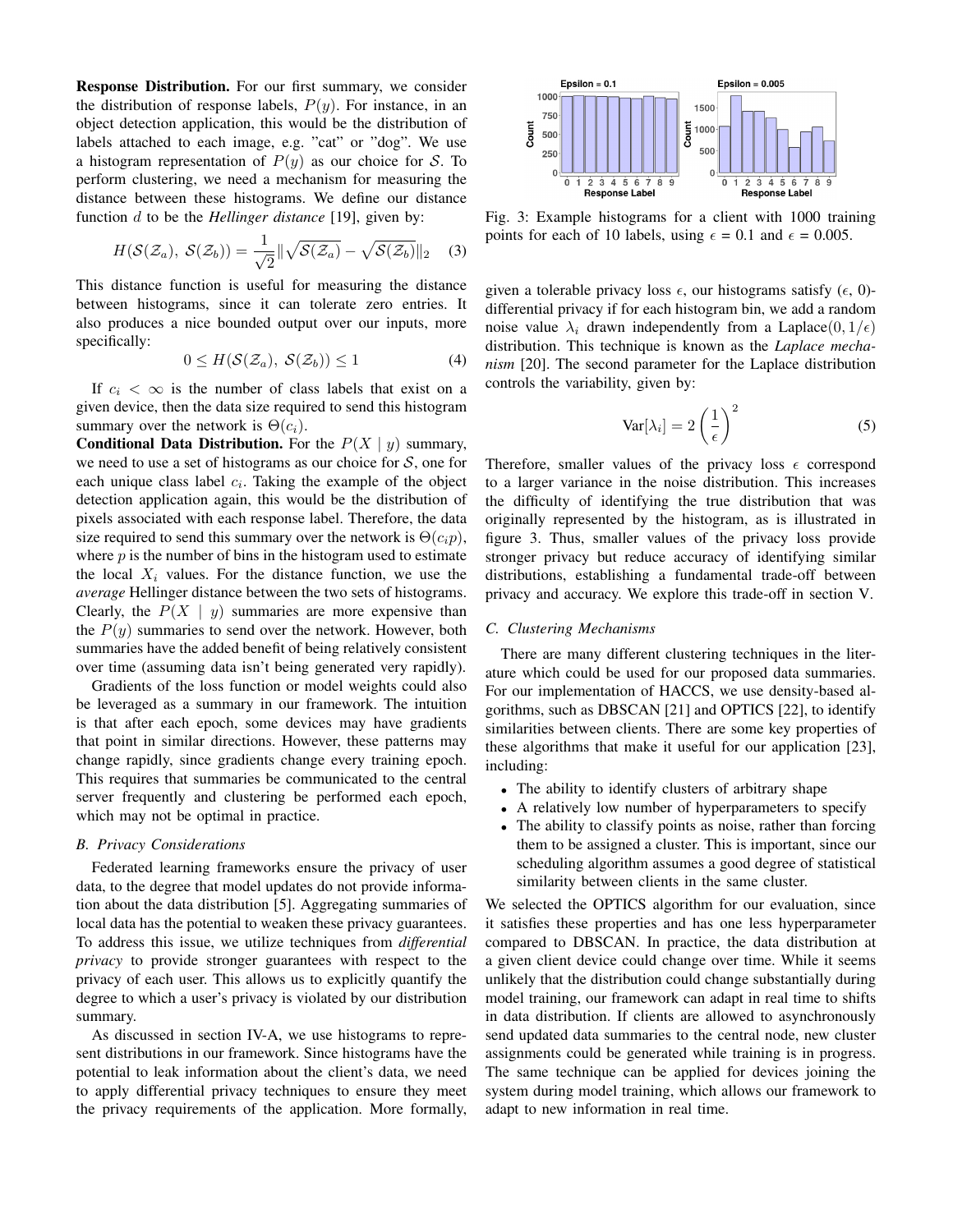**Response Distribution.** For our first summary, we consider the distribution of response labels, $P(y)$. For instance, in an object detection application, this would be the distribution of labels attached to each image, e.g. "cat" or "dog". We use a histogram representation of $P(y)$ as our choice for $\mathcal{S}$. To perform clustering, we need a mechanism for measuring the distance between these histograms. We define our distance function $d$ to be the *Hellinger distance* [19], given by:

$$H(\mathcal{S}(\mathcal{Z}_a),\ \mathcal{S}(\mathcal{Z}_b)) = \frac{1}{\sqrt{2}}\|\sqrt{\mathcal{S}(\mathcal{Z}_a)} - \sqrt{\mathcal{S}(\mathcal{Z}_b)}\|_2 \quad (3)$$

This distance function is useful for measuring the distance between histograms, since it can tolerate zero entries. It also produces a nice bounded output over our inputs, more specifically:

$$0 \leq H(\mathcal{S}(\mathcal{Z}_a),\ \mathcal{S}(\mathcal{Z}_b)) \leq 1 \quad (4)$$

If $c_i < \infty$ is the number of class labels that exist on a given device, then the data size required to send this histogram summary over the network is $\Theta(c_i)$.

**Conditional Data Distribution.** For the $P(X \mid y)$ summary, we need to use a set of histograms as our choice for $\mathcal{S}$, one for each unique class label $c_i$. Taking the example of the object detection application again, this would be the distribution of pixels associated with each response label. Therefore, the data size required to send this summary over the network is $\Theta(c_i p)$, where $p$ is the number of bins in the histogram used to estimate the local $X_i$ values. For the distance function, we use the *average* Hellinger distance between the two sets of histograms. Clearly, the $P(X \mid y)$ summaries are more expensive than the $P(y)$ summaries to send over the network. However, both summaries have the added benefit of being relatively consistent over time (assuming data isn't being generated very rapidly).

Gradients of the loss function or model weights could also be leveraged as a summary in our framework. The intuition is that after each epoch, some devices may have gradients that point in similar directions. However, these patterns may change rapidly, since gradients change every training epoch. This requires that summaries be communicated to the central server frequently and clustering be performed each epoch, which may not be optimal in practice.

### B. Privacy Considerations

Federated learning frameworks ensure the privacy of user data, to the degree that model updates do not provide information about the data distribution [5]. Aggregating summaries of local data has the potential to weaken these privacy guarantees. To address this issue, we utilize techniques from *differential privacy* to provide stronger guarantees with respect to the privacy of each user. This allows us to explicitly quantify the degree to which a user's privacy is violated by our distribution summary.

As discussed in section IV-A, we use histograms to represent distributions in our framework. Since histograms have the potential to leak information about the client's data, we need to apply differential privacy techniques to ensure they meet the privacy requirements of the application. More formally, given a tolerable privacy loss $\epsilon$, our histograms satisfy ($\epsilon$, 0)-differential privacy if for each histogram bin, we add a random noise value $\lambda_i$ drawn independently from a Laplace$(0, 1/\epsilon)$ distribution. This technique is known as the *Laplace mechanism* [20]. The second parameter for the Laplace distribution controls the variability, given by:

$$\text{Var}[\lambda_i] = 2\left(\frac{1}{\epsilon}\right)^2 \quad (5)$$

Therefore, smaller values of the privacy loss $\epsilon$ correspond to a larger variance in the noise distribution. This increases the difficulty of identifying the true distribution that was originally represented by the histogram, as is illustrated in figure 3. Thus, smaller values of the privacy loss provide stronger privacy but reduce accuracy of identifying similar distributions, establishing a fundamental trade-off between privacy and accuracy. We explore this trade-off in section V.

Fig. 3: Example histograms for a client with 1000 training points for each of 10 labels, using $\epsilon$ = 0.1 and $\epsilon$ = 0.005.

### C. Clustering Mechanisms

There are many different clustering techniques in the literature which could be used for our proposed data summaries. For our implementation of HACCS, we use density-based algorithms, such as DBSCAN [21] and OPTICS [22], to identify similarities between clients. There are some key properties of these algorithms that make it useful for our application [23], including:

- The ability to identify clusters of arbitrary shape
- A relatively low number of hyperparameters to specify
- The ability to classify points as noise, rather than forcing them to be assigned a cluster. This is important, since our scheduling algorithm assumes a good degree of statistical similarity between clients in the same cluster.

We selected the OPTICS algorithm for our evaluation, since it satisfies these properties and has one less hyperparameter compared to DBSCAN. In practice, the data distribution at a given client device could change over time. While it seems unlikely that the distribution could change substantially during model training, our framework can adapt in real time to shifts in data distribution. If clients are allowed to asynchronously send updated data summaries to the central node, new cluster assignments could be generated while training is in progress. The same technique can be applied for devices joining the system during model training, which allows our framework to adapt to new information in real time.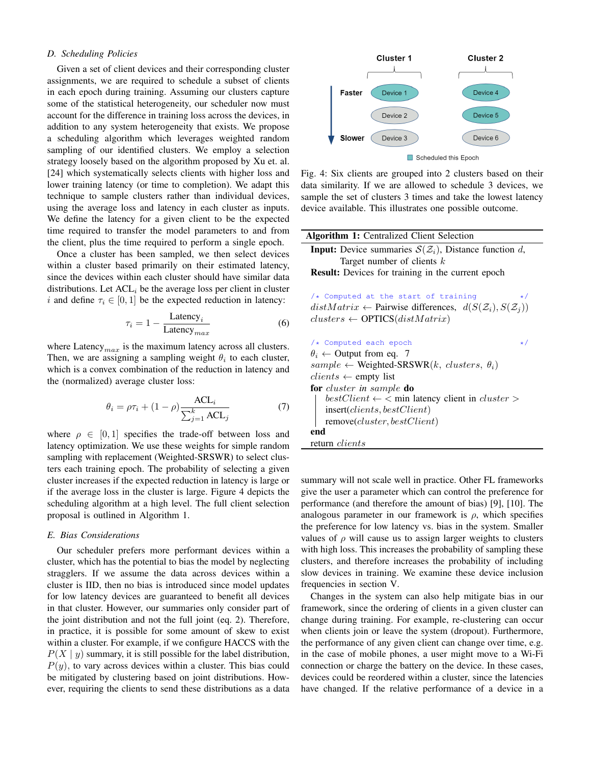### D. Scheduling Policies

Given a set of client devices and their corresponding cluster assignments, we are required to schedule a subset of clients in each epoch during training. Assuming our clusters capture some of the statistical heterogeneity, our scheduler now must account for the difference in training loss across the devices, in addition to any system heterogeneity that exists. We propose a scheduling algorithm which leverages weighted random sampling of our identified clusters. We employ a selection strategy loosely based on the algorithm proposed by Xu et. al. [24] which systematically selects clients with higher loss and lower training latency (or time to completion). We adapt this technique to sample clusters rather than individual devices, using the average loss and latency in each cluster as inputs. We define the latency for a given client to be the expected time required to transfer the model parameters to and from the client, plus the time required to perform a single epoch.

Once a cluster has been sampled, we then select devices within a cluster based primarily on their estimated latency, since the devices within each cluster should have similar data distributions. Let $\text{ACL}_i$ be the average loss per client in cluster $i$ and define $\tau_i \in [0, 1]$ be the expected reduction in latency:

$$\tau_i = 1 - \frac{\text{Latency}_i}{\text{Latency}_{max}} \tag{6}$$

where $\text{Latency}_{max}$ is the maximum latency across all clusters. Then, we are assigning a sampling weight $\theta_i$ to each cluster, which is a convex combination of the reduction in latency and the (normalized) average cluster loss:

$$\theta_i = \rho\tau_i + (1 - \rho)\frac{\text{ACL}_i}{\sum_{j=1}^{k} \text{ACL}_j} \tag{7}$$

where $\rho \in [0, 1]$ specifies the trade-off between loss and latency optimization. We use these weights for simple random sampling with replacement (Weighted-SRSWR) to select clusters each training epoch. The probability of selecting a given cluster increases if the expected reduction in latency is large or if the average loss in the cluster is large. Figure 4 depicts the scheduling algorithm at a high level. The full client selection proposal is outlined in Algorithm 1.

Cluster 1 | Cluster 2
Faster → Slower
Device 1, Device 2, Device 3 | Device 4, Device 5, Device 6
Scheduled this Epoch

Fig. 4: Six clients are grouped into 2 clusters based on their data similarity. If we are allowed to schedule 3 devices, we sample the set of clusters 3 times and take the lowest latency device available. This illustrates one possible outcome.

**Algorithm 1:** Centralized Client Selection

```
Input: Device summaries S(Z_i), Distance function d,
       Target number of clients k
Result: Devices for training in the current epoch

/* Computed at the start of training */
distMatrix ← Pairwise differences, d(S(Z_i), S(Z_j))
clusters ← OPTICS(distMatrix)

/* Computed each epoch */
θ_i ← Output from eq. 7
sample ← Weighted-SRSWR(k, clusters, θ_i)
clients ← empty list
for cluster in sample do
    bestClient ← < min latency client in cluster >
    insert(clients, bestClient)
    remove(cluster, bestClient)
end
return clients
```

### E. Bias Considerations

Our scheduler prefers more performant devices within a cluster, which has the potential to bias the model by neglecting stragglers. If we assume the data across devices within a cluster is IID, then no bias is introduced since model updates for low latency devices are guaranteed to benefit all devices in that cluster. However, our summaries only consider part of the joint distribution and not the full joint (eq. 2). Therefore, in practice, it is possible for some amount of skew to exist within a cluster. For example, if we configure HACCS with the $P(X \mid y)$ summary, it is still possible for the label distribution, $P(y)$, to vary across devices within a cluster. This bias could be mitigated by clustering based on joint distributions. However, requiring the clients to send these distributions as a data summary will not scale well in practice. Other FL frameworks give the user a parameter which can control the preference for performance (and therefore the amount of bias) [9], [10]. The analogous parameter in our framework is $\rho$, which specifies the preference for low latency vs. bias in the system. Smaller values of $\rho$ will cause us to assign larger weights to clusters with high loss. This increases the probability of sampling these clusters, and therefore increases the probability of including slow devices in training. We examine these device inclusion frequencies in section V.

Changes in the system can also help mitigate bias in our framework, since the ordering of clients in a given cluster can change during training. For example, re-clustering can occur when clients join or leave the system (dropout). Furthermore, the performance of any given client can change over time, e.g. in the case of mobile phones, a user might move to a Wi-Fi connection or charge the battery on the device. In these cases, devices could be reordered within a cluster, since the latencies have changed. If the relative performance of a device in a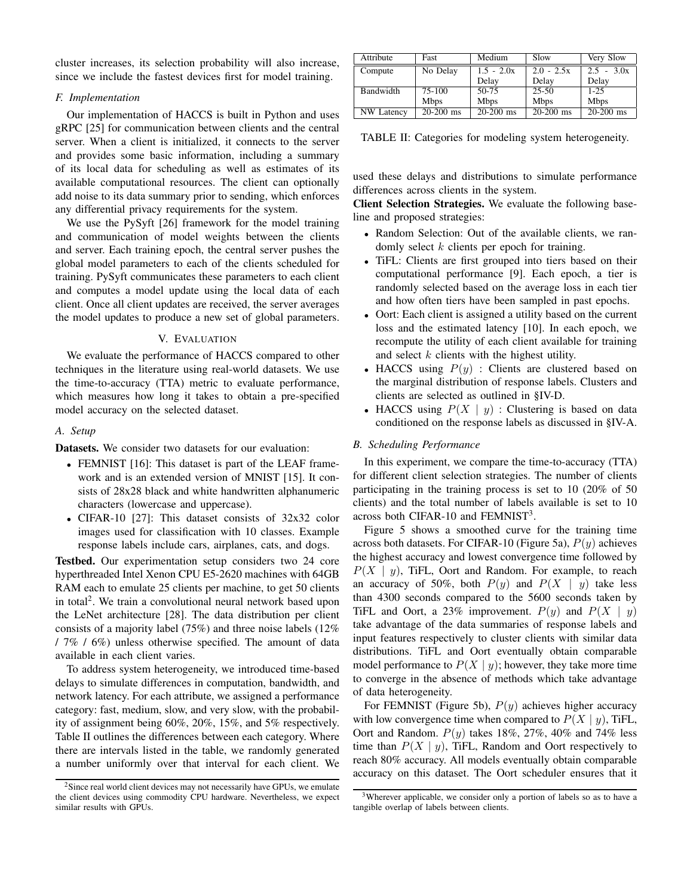cluster increases, its selection probability will also increase, since we include the fastest devices first for model training.

### F. Implementation

Our implementation of HACCS is built in Python and uses gRPC [25] for communication between clients and the central server. When a client is initialized, it connects to the server and provides some basic information, including a summary of its local data for scheduling as well as estimates of its available computational resources. The client can optionally add noise to its data summary prior to sending, which enforces any differential privacy requirements for the system.

We use the PySyft [26] framework for the model training and communication of model weights between the clients and server. Each training epoch, the central server pushes the global model parameters to each of the clients scheduled for training. PySyft communicates these parameters to each client and computes a model update using the local data of each client. Once all client updates are received, the server averages the model updates to produce a new set of global parameters.

## V. Evaluation

We evaluate the performance of HACCS compared to other techniques in the literature using real-world datasets. We use the time-to-accuracy (TTA) metric to evaluate performance, which measures how long it takes to obtain a pre-specified model accuracy on the selected dataset.

### A. Setup

**Datasets.** We consider two datasets for our evaluation:

- FEMNIST [16]: This dataset is part of the LEAF framework and is an extended version of MNIST [15]. It consists of 28x28 black and white handwritten alphanumeric characters (lowercase and uppercase).
- CIFAR-10 [27]: This dataset consists of 32x32 color images used for classification with 10 classes. Example response labels include cars, airplanes, cats, and dogs.

**Testbed.** Our experimentation setup considers two 24 core hyperthreaded Intel Xenon CPU E5-2620 machines with 64GB RAM each to emulate 25 clients per machine, to get 50 clients in total[2]. We train a convolutional neural network based upon the LeNet architecture [28]. The data distribution per client consists of a majority label (75%) and three noise labels (12% / 7% / 6%) unless otherwise specified. The amount of data available in each client varies.

To address system heterogeneity, we introduced time-based delays to simulate differences in computation, bandwidth, and network latency. For each attribute, we assigned a performance category: fast, medium, slow, and very slow, with the probability of assignment being 60%, 20%, 15%, and 5% respectively. Table II outlines the differences between each category. Where there are intervals listed in the table, we randomly generated a number uniformly over that interval for each client. We used these delays and distributions to simulate performance differences across clients in the system.

| Attribute | Fast | Medium | Slow | Very Slow |
|---|---|---|---|---|
| Compute | No Delay | 1.5 - 2.0x Delay | 2.0 - 2.5x Delay | 2.5 - 3.0x Delay |
| Bandwidth | 75-100 Mbps | 50-75 Mbps | 25-50 Mbps | 1-25 Mbps |
| NW Latency | 20-200 ms | 20-200 ms | 20-200 ms | 20-200 ms |

TABLE II: Categories for modeling system heterogeneity.

**Client Selection Strategies.** We evaluate the following baseline and proposed strategies:

- Random Selection: Out of the available clients, we randomly select $k$ clients per epoch for training.
- TiFL: Clients are first grouped into tiers based on their computational performance [9]. Each epoch, a tier is randomly selected based on the average loss in each tier and how often tiers have been sampled in past epochs.
- Oort: Each client is assigned a utility based on the current loss and the estimated latency [10]. In each epoch, we recompute the utility of each client available for training and select $k$ clients with the highest utility.
- HACCS using $P(y)$ : Clients are clustered based on the marginal distribution of response labels. Clusters and clients are selected as outlined in §IV-D.
- HACCS using $P(X \mid y)$ : Clustering is based on data conditioned on the response labels as discussed in §IV-A.

### B. Scheduling Performance

In this experiment, we compare the time-to-accuracy (TTA) for different client selection strategies. The number of clients participating in the training process is set to 10 (20% of 50 clients) and the total number of labels available is set to 10 across both CIFAR-10 and FEMNIST[3].

Figure 5 shows a smoothed curve for the training time across both datasets. For CIFAR-10 (Figure 5a), $P(y)$ achieves the highest accuracy and lowest convergence time followed by $P(X \mid y)$, TiFL, Oort and Random. For example, to reach an accuracy of 50%, both $P(y)$ and $P(X \mid y)$ take less than 4300 seconds compared to the 5600 seconds taken by TiFL and Oort, a 23% improvement. $P(y)$ and $P(X \mid y)$ take advantage of the data summaries of response labels and input features respectively to cluster clients with similar data distributions. TiFL and Oort eventually obtain comparable model performance to $P(X \mid y)$; however, they take more time to converge in the absence of methods which take advantage of data heterogeneity.

For FEMNIST (Figure 5b), $P(y)$ achieves higher accuracy with low convergence time when compared to $P(X \mid y)$, TiFL, Oort and Random. $P(y)$ takes 18%, 27%, 40% and 74% less time than $P(X \mid y)$, TiFL, Random and Oort respectively to reach 80% accuracy. All models eventually obtain comparable accuracy on this dataset. The Oort scheduler ensures that it

[2]Since real world client devices may not necessarily have GPUs, we emulate the client devices using commodity CPU hardware. Nevertheless, we expect similar results with GPUs.

[3]Wherever applicable, we consider only a portion of labels so as to have a tangible overlap of labels between clients.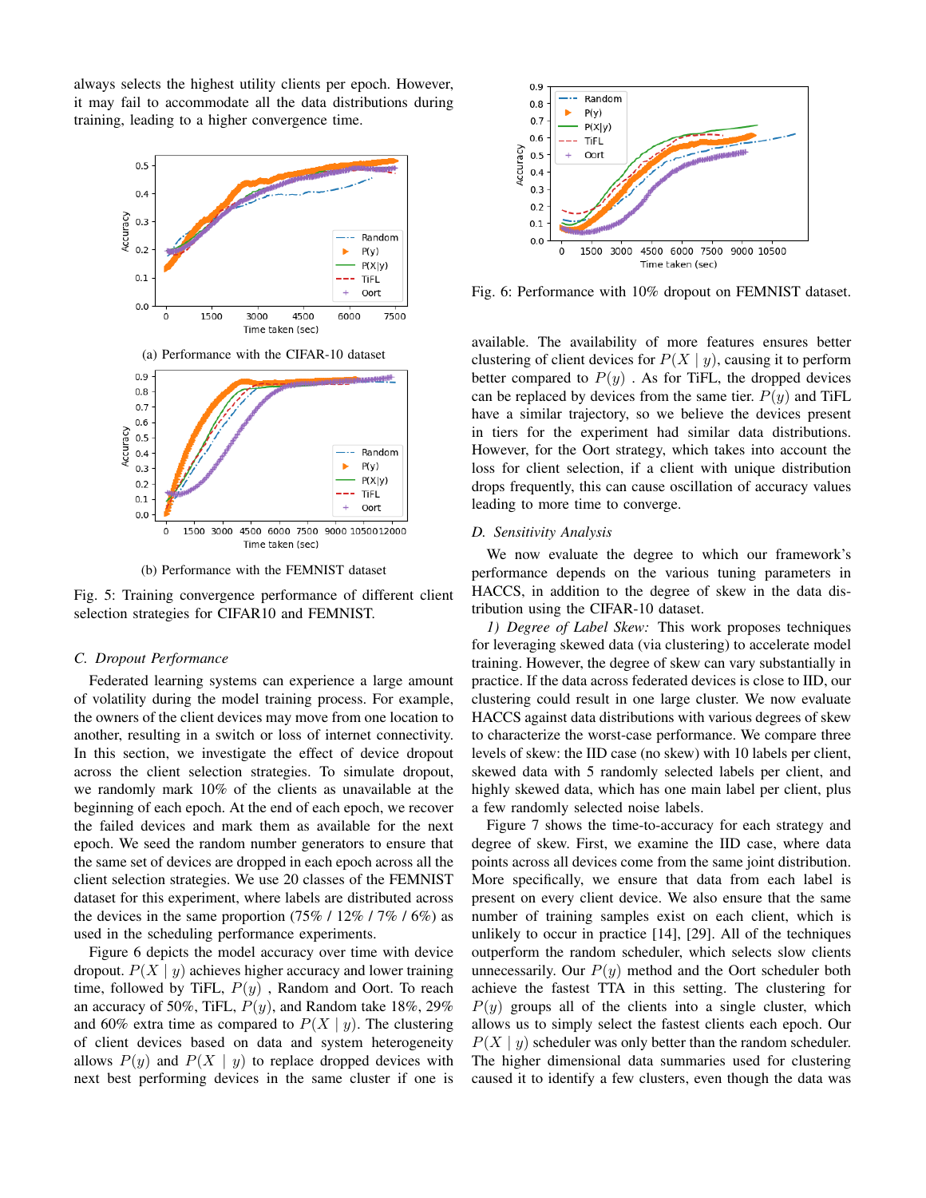always selects the highest utility clients per epoch. However, it may fail to accommodate all the data distributions during training, leading to a higher convergence time.

(a) Performance with the CIFAR-10 dataset

(b) Performance with the FEMNIST dataset

Fig. 5: Training convergence performance of different client selection strategies for CIFAR10 and FEMNIST.

### C. Dropout Performance

Federated learning systems can experience a large amount of volatility during the model training process. For example, the owners of the client devices may move from one location to another, resulting in a switch or loss of internet connectivity. In this section, we investigate the effect of device dropout across the client selection strategies. To simulate dropout, we randomly mark 10% of the clients as unavailable at the beginning of each epoch. At the end of each epoch, we recover the failed devices and mark them as available for the next epoch. We seed the random number generators to ensure that the same set of devices are dropped in each epoch across all the client selection strategies. We use 20 classes of the FEMNIST dataset for this experiment, where labels are distributed across the devices in the same proportion (75% / 12% / 7% / 6%) as used in the scheduling performance experiments.

Figure 6 depicts the model accuracy over time with device dropout. $P(X \mid y)$ achieves higher accuracy and lower training time, followed by TiFL, $P(y)$ , Random and Oort. To reach an accuracy of 50%, TiFL, $P(y)$, and Random take 18%, 29% and 60% extra time as compared to $P(X \mid y)$. The clustering of client devices based on data and system heterogeneity allows $P(y)$ and $P(X \mid y)$ to replace dropped devices with next best performing devices in the same cluster if one is available. The availability of more features ensures better clustering of client devices for $P(X \mid y)$, causing it to perform better compared to $P(y)$ . As for TiFL, the dropped devices can be replaced by devices from the same tier. $P(y)$ and TiFL have a similar trajectory, so we believe the devices present in tiers for the experiment had similar data distributions. However, for the Oort strategy, which takes into account the loss for client selection, if a client with unique distribution drops frequently, this can cause oscillation of accuracy values leading to more time to converge.

Fig. 6: Performance with 10% dropout on FEMNIST dataset.

### D. Sensitivity Analysis

We now evaluate the degree to which our framework's performance depends on the various tuning parameters in HACCS, in addition to the degree of skew in the data distribution using the CIFAR-10 dataset.

*1) Degree of Label Skew:* This work proposes techniques for leveraging skewed data (via clustering) to accelerate model training. However, the degree of skew can vary substantially in practice. If the data across federated devices is close to IID, our clustering could result in one large cluster. We now evaluate HACCS against data distributions with various degrees of skew to characterize the worst-case performance. We compare three levels of skew: the IID case (no skew) with 10 labels per client, skewed data with 5 randomly selected labels per client, and highly skewed data, which has one main label per client, plus a few randomly selected noise labels.

Figure 7 shows the time-to-accuracy for each strategy and degree of skew. First, we examine the IID case, where data points across all devices come from the same joint distribution. More specifically, we ensure that data from each label is present on every client device. We also ensure that the same number of training samples exist on each client, which is unlikely to occur in practice [14], [29]. All of the techniques outperform the random scheduler, which selects slow clients unnecessarily. Our $P(y)$ method and the Oort scheduler both achieve the fastest TTA in this setting. The clustering for $P(y)$ groups all of the clients into a single cluster, which allows us to simply select the fastest clients each epoch. Our $P(X \mid y)$ scheduler was only better than the random scheduler. The higher dimensional data summaries used for clustering caused it to identify a few clusters, even though the data was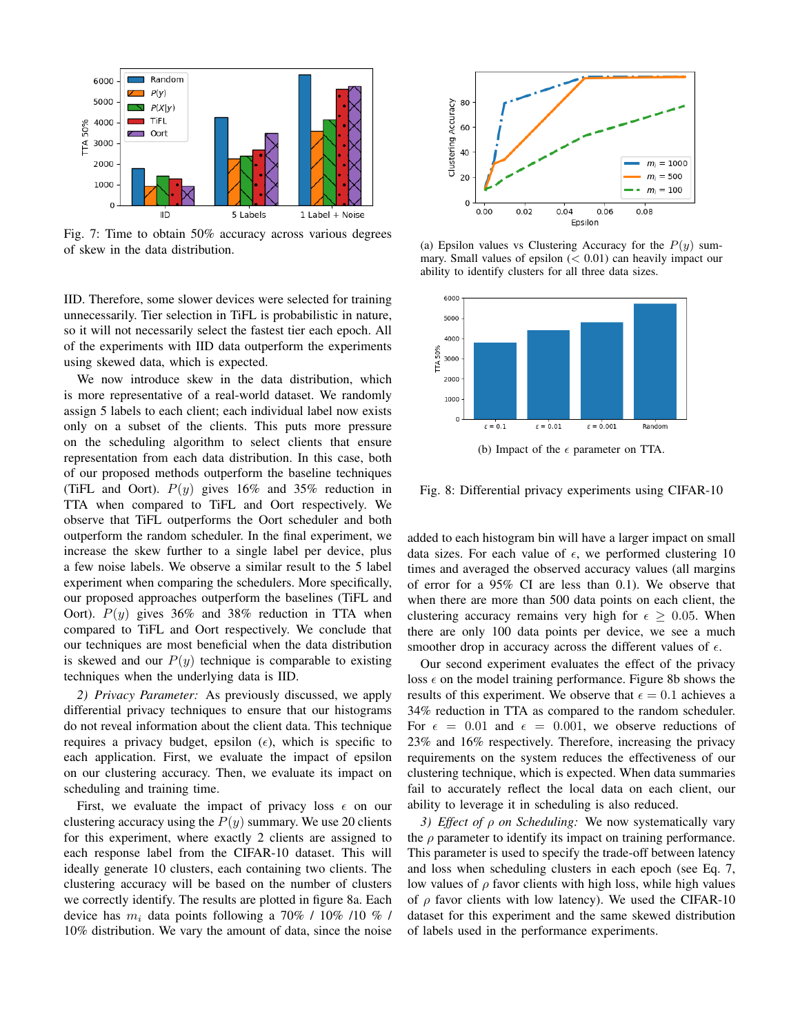Fig. 7: Time to obtain 50% accuracy across various degrees of skew in the data distribution.

IID. Therefore, some slower devices were selected for training unnecessarily. Tier selection in TiFL is probabilistic in nature, so it will not necessarily select the fastest tier each epoch. All of the experiments with IID data outperform the experiments using skewed data, which is expected.

We now introduce skew in the data distribution, which is more representative of a real-world dataset. We randomly assign 5 labels to each client; each individual label now exists only on a subset of the clients. This puts more pressure on the scheduling algorithm to select clients that ensure representation from each data distribution. In this case, both of our proposed methods outperform the baseline techniques (TiFL and Oort). $P(y)$ gives 16% and 35% reduction in TTA when compared to TiFL and Oort respectively. We observe that TiFL outperforms the Oort scheduler and both outperform the random scheduler. In the final experiment, we increase the skew further to a single label per device, plus a few noise labels. We observe a similar result to the 5 label experiment when comparing the schedulers. More specifically, our proposed approaches outperform the baselines (TiFL and Oort). $P(y)$ gives 36% and 38% reduction in TTA when compared to TiFL and Oort respectively. We conclude that our techniques are most beneficial when the data distribution is skewed and our $P(y)$ technique is comparable to existing techniques when the underlying data is IID.

*2) Privacy Parameter:* As previously discussed, we apply differential privacy techniques to ensure that our histograms do not reveal information about the client data. This technique requires a privacy budget, epsilon ($\epsilon$), which is specific to each application. First, we evaluate the impact of epsilon on our clustering accuracy. Then, we evaluate its impact on scheduling and training time.

First, we evaluate the impact of privacy loss $\epsilon$ on our clustering accuracy using the $P(y)$ summary. We use 20 clients for this experiment, where exactly 2 clients are assigned to each response label from the CIFAR-10 dataset. This will ideally generate 10 clusters, each containing two clients. The clustering accuracy will be based on the number of clusters we correctly identify. The results are plotted in figure 8a. Each device has $m_i$ data points following a 70% / 10% /10 % / 10% distribution. We vary the amount of data, since the noise added to each histogram bin will have a larger impact on small data sizes. For each value of $\epsilon$, we performed clustering 10 times and averaged the observed accuracy values (all margins of error for a 95% CI are less than 0.1). We observe that when there are more than 500 data points on each client, the clustering accuracy remains very high for $\epsilon \geq 0.05$. When there are only 100 data points per device, we see a much smoother drop in accuracy across the different values of $\epsilon$.

(a) Epsilon values vs Clustering Accuracy for the $P(y)$ summary. Small values of epsilon ($< 0.01$) can heavily impact our ability to identify clusters for all three data sizes.

(b) Impact of the $\epsilon$ parameter on TTA.

Fig. 8: Differential privacy experiments using CIFAR-10

Our second experiment evaluates the effect of the privacy loss $\epsilon$ on the model training performance. Figure 8b shows the results of this experiment. We observe that $\epsilon = 0.1$ achieves a 34% reduction in TTA as compared to the random scheduler. For $\epsilon = 0.01$ and $\epsilon = 0.001$, we observe reductions of 23% and 16% respectively. Therefore, increasing the privacy requirements on the system reduces the effectiveness of our clustering technique, which is expected. When data summaries fail to accurately reflect the local data on each client, our ability to leverage it in scheduling is also reduced.

*3) Effect of $\rho$ on Scheduling:* We now systematically vary the $\rho$ parameter to identify its impact on training performance. This parameter is used to specify the trade-off between latency and loss when scheduling clusters in each epoch (see Eq. 7, low values of $\rho$ favor clients with high loss, while high values of $\rho$ favor clients with low latency). We used the CIFAR-10 dataset for this experiment and the same skewed distribution of labels used in the performance experiments.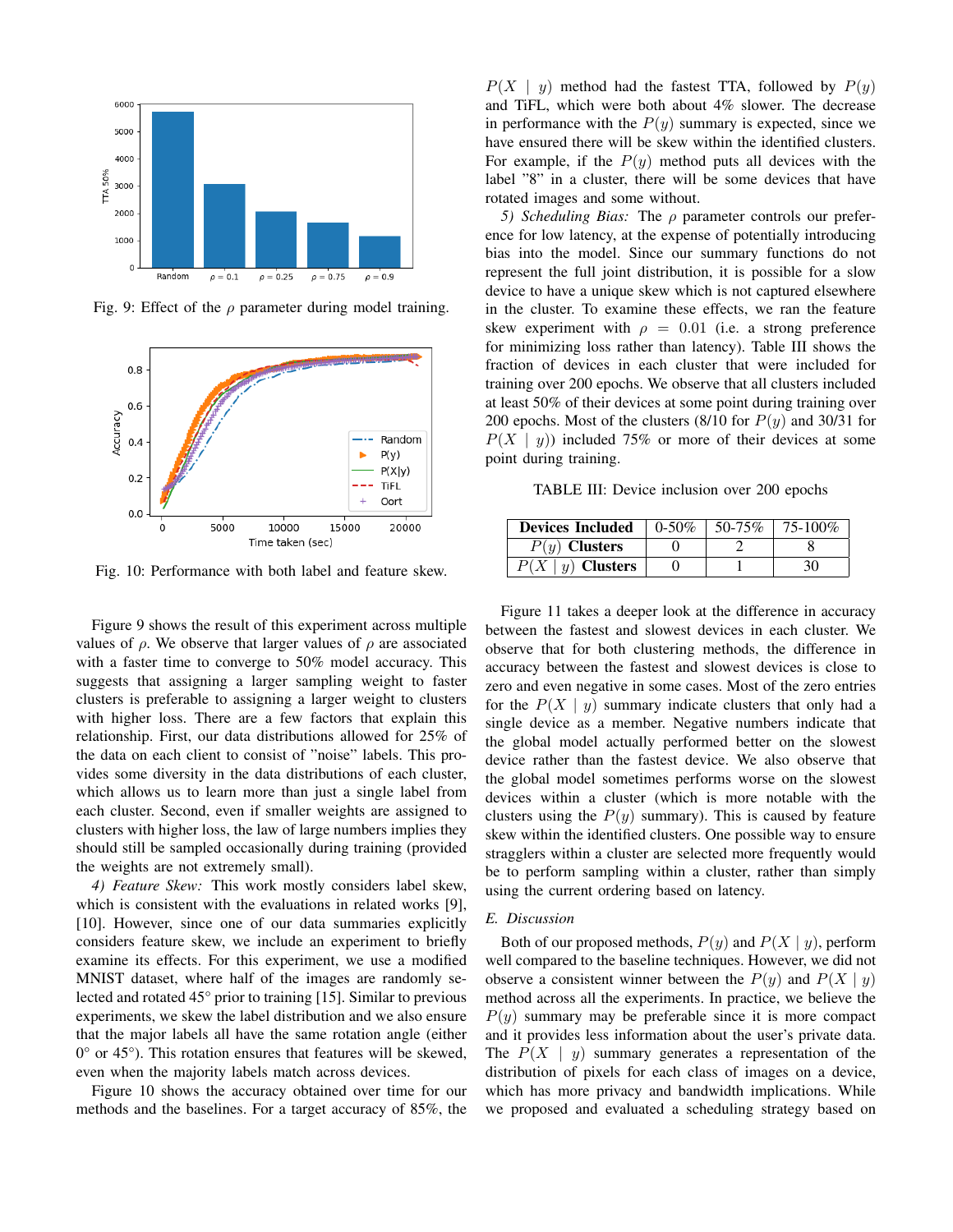Fig. 9: Effect of the $\rho$ parameter during model training.

Fig. 10: Performance with both label and feature skew.

Figure 9 shows the result of this experiment across multiple values of $\rho$. We observe that larger values of $\rho$ are associated with a faster time to converge to 50% model accuracy. This suggests that assigning a larger sampling weight to faster clusters is preferable to assigning a larger weight to clusters with higher loss. There are a few factors that explain this relationship. First, our data distributions allowed for 25% of the data on each client to consist of "noise" labels. This provides some diversity in the data distributions of each cluster, which allows us to learn more than just a single label from each cluster. Second, even if smaller weights are assigned to clusters with higher loss, the law of large numbers implies they should still be sampled occasionally during training (provided the weights are not extremely small).

*4) Feature Skew:* This work mostly considers label skew, which is consistent with the evaluations in related works [9], [10]. However, since one of our data summaries explicitly considers feature skew, we include an experiment to briefly examine its effects. For this experiment, we use a modified MNIST dataset, where half of the images are randomly selected and rotated 45° prior to training [15]. Similar to previous experiments, we skew the label distribution and we also ensure that the major labels all have the same rotation angle (either 0° or 45°). This rotation ensures that features will be skewed, even when the majority labels match across devices.

Figure 10 shows the accuracy obtained over time for our methods and the baselines. For a target accuracy of 85%, the $P(X \mid y)$ method had the fastest TTA, followed by $P(y)$ and TiFL, which were both about 4% slower. The decrease in performance with the $P(y)$ summary is expected, since we have ensured there will be skew within the identified clusters. For example, if the $P(y)$ method puts all devices with the label "8" in a cluster, there will be some devices that have rotated images and some without.

*5) Scheduling Bias:* The $\rho$ parameter controls our preference for low latency, at the expense of potentially introducing bias into the model. Since our summary functions do not represent the full joint distribution, it is possible for a slow device to have a unique skew which is not captured elsewhere in the cluster. To examine these effects, we ran the feature skew experiment with $\rho = 0.01$ (i.e. a strong preference for minimizing loss rather than latency). Table III shows the fraction of devices in each cluster that were included for training over 200 epochs. We observe that all clusters included at least 50% of their devices at some point during training over 200 epochs. Most of the clusters (8/10 for $P(y)$ and 30/31 for $P(X \mid y)$) included 75% or more of their devices at some point during training.

TABLE III: Device inclusion over 200 epochs

| Devices Included | 0-50% | 50-75% | 75-100% |
|---|---|---|---|
| $P(y)$ Clusters | 0 | 2 | 8 |
| $P(X \mid y)$ Clusters | 0 | 1 | 30 |

Figure 11 takes a deeper look at the difference in accuracy between the fastest and slowest devices in each cluster. We observe that for both clustering methods, the difference in accuracy between the fastest and slowest devices is close to zero and even negative in some cases. Most of the zero entries for the $P(X \mid y)$ summary indicate clusters that only had a single device as a member. Negative numbers indicate that the global model actually performed better on the slowest device rather than the fastest device. We also observe that the global model sometimes performs worse on the slowest devices within a cluster (which is more notable with the clusters using the $P(y)$ summary). This is caused by feature skew within the identified clusters. One possible way to ensure stragglers within a cluster are selected more frequently would be to perform sampling within a cluster, rather than simply using the current ordering based on latency.

### E. Discussion

Both of our proposed methods, $P(y)$ and $P(X \mid y)$, perform well compared to the baseline techniques. However, we did not observe a consistent winner between the $P(y)$ and $P(X \mid y)$ method across all the experiments. In practice, we believe the $P(y)$ summary may be preferable since it is more compact and it provides less information about the user's private data. The $P(X \mid y)$ summary generates a representation of the distribution of pixels for each class of images on a device, which has more privacy and bandwidth implications. While we proposed and evaluated a scheduling strategy based on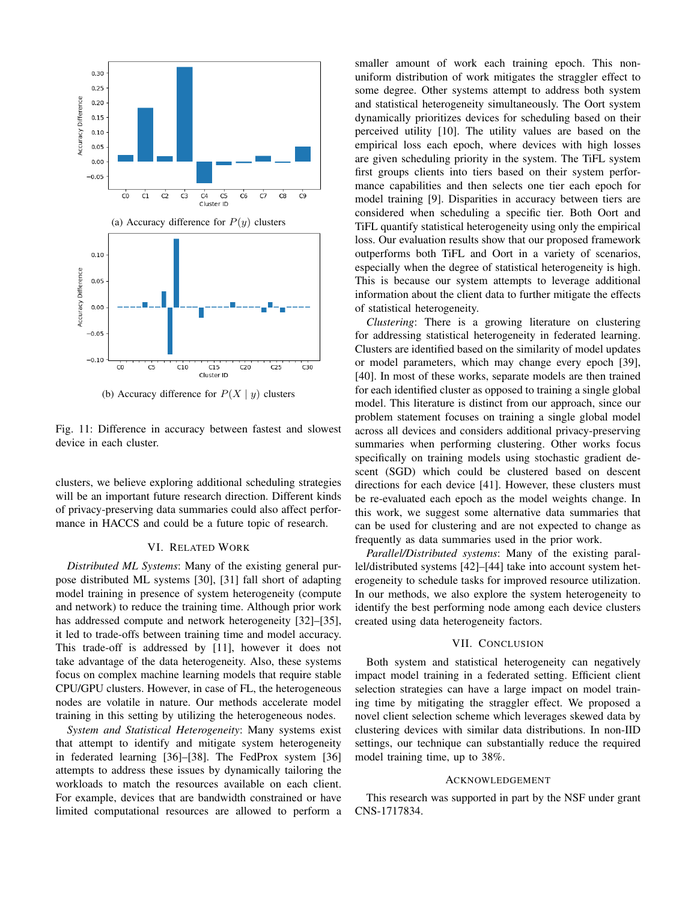(a) Accuracy difference for $P(y)$ clusters

(b) Accuracy difference for $P(X \mid y)$ clusters

Fig. 11: Difference in accuracy between fastest and slowest device in each cluster.

clusters, we believe exploring additional scheduling strategies will be an important future research direction. Different kinds of privacy-preserving data summaries could also affect performance in HACCS and could be a future topic of research.

## VI. Related Work

*Distributed ML Systems*: Many of the existing general purpose distributed ML systems [30], [31] fall short of adapting model training in presence of system heterogeneity (compute and network) to reduce the training time. Although prior work has addressed compute and network heterogeneity [32]–[35], it led to trade-offs between training time and model accuracy. This trade-off is addressed by [11], however it does not take advantage of the data heterogeneity. Also, these systems focus on complex machine learning models that require stable CPU/GPU clusters. However, in case of FL, the heterogeneous nodes are volatile in nature. Our methods accelerate model training in this setting by utilizing the heterogeneous nodes.

*System and Statistical Heterogeneity*: Many systems exist that attempt to identify and mitigate system heterogeneity in federated learning [36]–[38]. The FedProx system [36] attempts to address these issues by dynamically tailoring the workloads to match the resources available on each client. For example, devices that are bandwidth constrained or have limited computational resources are allowed to perform a smaller amount of work each training epoch. This non-uniform distribution of work mitigates the straggler effect to some degree. Other systems attempt to address both system and statistical heterogeneity simultaneously. The Oort system dynamically prioritizes devices for scheduling based on their perceived utility [10]. The utility values are based on the empirical loss each epoch, where devices with high losses are given scheduling priority in the system. The TiFL system first groups clients into tiers based on their system performance capabilities and then selects one tier each epoch for model training [9]. Disparities in accuracy between tiers are considered when scheduling a specific tier. Both Oort and TiFL quantify statistical heterogeneity using only the empirical loss. Our evaluation results show that our proposed framework outperforms both TiFL and Oort in a variety of scenarios, especially when the degree of statistical heterogeneity is high. This is because our system attempts to leverage additional information about the client data to further mitigate the effects of statistical heterogeneity.

*Clustering*: There is a growing literature on clustering for addressing statistical heterogeneity in federated learning. Clusters are identified based on the similarity of model updates or model parameters, which may change every epoch [39], [40]. In most of these works, separate models are then trained for each identified cluster as opposed to training a single global model. This literature is distinct from our approach, since our problem statement focuses on training a single global model across all devices and considers additional privacy-preserving summaries when performing clustering. Other works focus specifically on training models using stochastic gradient descent (SGD) which could be clustered based on descent directions for each device [41]. However, these clusters must be re-evaluated each epoch as the model weights change. In this work, we suggest some alternative data summaries that can be used for clustering and are not expected to change as frequently as data summaries used in the prior work.

*Parallel/Distributed systems*: Many of the existing parallel/distributed systems [42]–[44] take into account system heterogeneity to schedule tasks for improved resource utilization. In our methods, we also explore the system heterogeneity to identify the best performing node among each device clusters created using data heterogeneity factors.

## VII. Conclusion

Both system and statistical heterogeneity can negatively impact model training in a federated setting. Efficient client selection strategies can have a large impact on model training time by mitigating the straggler effect. We proposed a novel client selection scheme which leverages skewed data by clustering devices with similar data distributions. In non-IID settings, our technique can substantially reduce the required model training time, up to 38%.

## Acknowledgement

This research was supported in part by the NSF under grant CNS-1717834.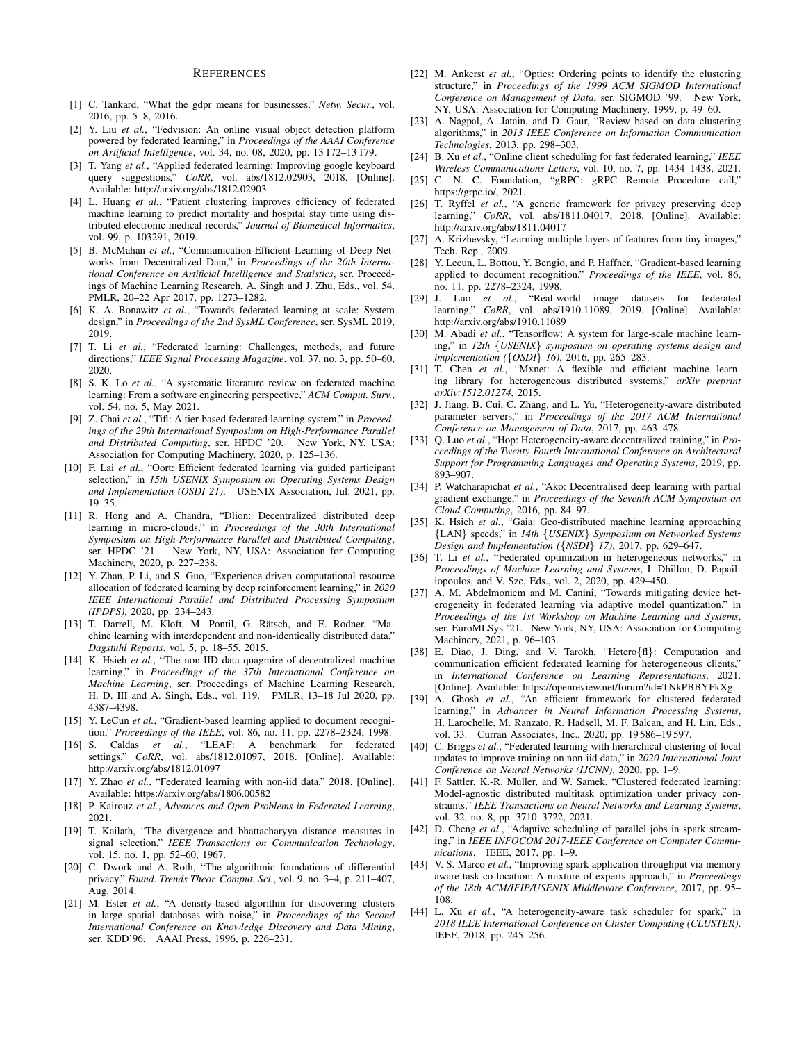## References

[1] C. Tankard, "What the gdpr means for businesses," *Netw. Secur.*, vol. 2016, pp. 5–8, 2016.

[2] Y. Liu *et al.*, "Fedvision: An online visual object detection platform powered by federated learning," in *Proceedings of the AAAI Conference on Artificial Intelligence*, vol. 34, no. 08, 2020, pp. 13 172–13 179.

[3] T. Yang *et al.*, "Applied federated learning: Improving google keyboard query suggestions," *CoRR*, vol. abs/1812.02903, 2018. [Online]. Available: http://arxiv.org/abs/1812.02903

[4] L. Huang *et al.*, "Patient clustering improves efficiency of federated machine learning to predict mortality and hospital stay time using distributed electronic medical records," *Journal of Biomedical Informatics*, vol. 99, p. 103291, 2019.

[5] B. McMahan *et al.*, "Communication-Efficient Learning of Deep Networks from Decentralized Data," in *Proceedings of the 20th International Conference on Artificial Intelligence and Statistics*, ser. Proceedings of Machine Learning Research, A. Singh and J. Zhu, Eds., vol. 54. PMLR, 20–22 Apr 2017, pp. 1273–1282.

[6] K. A. Bonawitz *et al.*, "Towards federated learning at scale: System design," in *Proceedings of the 2nd SysML Conference*, ser. SysML 2019, 2019.

[7] T. Li *et al.*, "Federated learning: Challenges, methods, and future directions," *IEEE Signal Processing Magazine*, vol. 37, no. 3, pp. 50–60, 2020.

[8] S. K. Lo *et al.*, "A systematic literature review on federated machine learning: From a software engineering perspective," *ACM Comput. Surv.*, vol. 54, no. 5, May 2021.

[9] Z. Chai *et al.*, "Tifl: A tier-based federated learning system," in *Proceedings of the 29th International Symposium on High-Performance Parallel and Distributed Computing*, ser. HPDC '20. New York, NY, USA: Association for Computing Machinery, 2020, p. 125–136.

[10] F. Lai *et al.*, "Oort: Efficient federated learning via guided participant selection," in *15th USENIX Symposium on Operating Systems Design and Implementation (OSDI 21)*. USENIX Association, Jul. 2021, pp. 19–35.

[11] R. Hong and A. Chandra, "Dlion: Decentralized distributed deep learning in micro-clouds," in *Proceedings of the 30th International Symposium on High-Performance Parallel and Distributed Computing*, ser. HPDC '21. New York, NY, USA: Association for Computing Machinery, 2020, p. 227–238.

[12] Y. Zhan, P. Li, and S. Guo, "Experience-driven computational resource allocation of federated learning by deep reinforcement learning," in *2020 IEEE International Parallel and Distributed Processing Symposium (IPDPS)*, 2020, pp. 234–243.

[13] T. Darrell, M. Kloft, M. Pontil, G. Rätsch, and E. Rodner, "Machine learning with interdependent and non-identically distributed data," *Dagstuhl Reports*, vol. 5, pp. 18–55, 2015.

[14] K. Hsieh *et al.*, "The non-IID data quagmire of decentralized machine learning," in *Proceedings of the 37th International Conference on Machine Learning*, ser. Proceedings of Machine Learning Research, H. D. III and A. Singh, Eds., vol. 119. PMLR, 13–18 Jul 2020, pp. 4387–4398.

[15] Y. LeCun *et al.*, "Gradient-based learning applied to document recognition," *Proceedings of the IEEE*, vol. 86, no. 11, pp. 2278–2324, 1998.

[16] S. Caldas *et al.*, "LEAF: A benchmark for federated settings," *CoRR*, vol. abs/1812.01097, 2018. [Online]. Available: http://arxiv.org/abs/1812.01097

[17] Y. Zhao *et al.*, "Federated learning with non-iid data," 2018. [Online]. Available: https://arxiv.org/abs/1806.00582

[18] P. Kairouz *et al.*, *Advances and Open Problems in Federated Learning*, 2021.

[19] T. Kailath, "The divergence and bhattacharyya distance measures in signal selection," *IEEE Transactions on Communication Technology*, vol. 15, no. 1, pp. 52–60, 1967.

[20] C. Dwork and A. Roth, "The algorithmic foundations of differential privacy," *Found. Trends Theor. Comput. Sci.*, vol. 9, no. 3–4, p. 211–407, Aug. 2014.

[21] M. Ester *et al.*, "A density-based algorithm for discovering clusters in large spatial databases with noise," in *Proceedings of the Second International Conference on Knowledge Discovery and Data Mining*, ser. KDD'96. AAAI Press, 1996, p. 226–231.

[22] M. Ankerst *et al.*, "Optics: Ordering points to identify the clustering structure," in *Proceedings of the 1999 ACM SIGMOD International Conference on Management of Data*, ser. SIGMOD '99. New York, NY, USA: Association for Computing Machinery, 1999, p. 49–60.

[23] A. Nagpal, A. Jatain, and D. Gaur, "Review based on data clustering algorithms," in *2013 IEEE Conference on Information Communication Technologies*, 2013, pp. 298–303.

[24] B. Xu *et al.*, "Online client scheduling for fast federated learning," *IEEE Wireless Communications Letters*, vol. 10, no. 7, pp. 1434–1438, 2021.

[25] C. N. C. Foundation, "gRPC: gRPC Remote Procedure call," https://grpc.io/, 2021.

[26] T. Ryffel *et al.*, "A generic framework for privacy preserving deep learning," *CoRR*, vol. abs/1811.04017, 2018. [Online]. Available: http://arxiv.org/abs/1811.04017

[27] A. Krizhevsky, "Learning multiple layers of features from tiny images," Tech. Rep., 2009.

[28] Y. Lecun, L. Bottou, Y. Bengio, and P. Haffner, "Gradient-based learning applied to document recognition," *Proceedings of the IEEE*, vol. 86, no. 11, pp. 2278–2324, 1998.

[29] J. Luo *et al.*, "Real-world image datasets for federated learning," *CoRR*, vol. abs/1910.11089, 2019. [Online]. Available: http://arxiv.org/abs/1910.11089

[30] M. Abadi *et al.*, "Tensorflow: A system for large-scale machine learning," in *12th {USENIX} symposium on operating systems design and implementation ({OSDI} 16)*, 2016, pp. 265–283.

[31] T. Chen *et al.*, "Mxnet: A flexible and efficient machine learning library for heterogeneous distributed systems," *arXiv preprint arXiv:1512.01274*, 2015.

[32] J. Jiang, B. Cui, C. Zhang, and L. Yu, "Heterogeneity-aware distributed parameter servers," in *Proceedings of the 2017 ACM International Conference on Management of Data*, 2017, pp. 463–478.

[33] Q. Luo *et al.*, "Hop: Heterogeneity-aware decentralized training," in *Proceedings of the Twenty-Fourth International Conference on Architectural Support for Programming Languages and Operating Systems*, 2019, pp. 893–907.

[34] P. Watcharapichat *et al.*, "Ako: Decentralised deep learning with partial gradient exchange," in *Proceedings of the Seventh ACM Symposium on Cloud Computing*, 2016, pp. 84–97.

[35] K. Hsieh *et al.*, "Gaia: Geo-distributed machine learning approaching {LAN} speeds," in *14th {USENIX} Symposium on Networked Systems Design and Implementation ({NSDI} 17)*, 2017, pp. 629–647.

[36] T. Li *et al.*, "Federated optimization in heterogeneous networks," in *Proceedings of Machine Learning and Systems*, I. Dhillon, D. Papailiopoulos, and V. Sze, Eds., vol. 2, 2020, pp. 429–450.

[37] A. M. Abdelmoniem and M. Canini, "Towards mitigating device heterogeneity in federated learning via adaptive model quantization," in *Proceedings of the 1st Workshop on Machine Learning and Systems*, ser. EuroMLSys '21. New York, NY, USA: Association for Computing Machinery, 2021, p. 96–103.

[38] E. Diao, J. Ding, and V. Tarokh, "Hetero{fl}: Computation and communication efficient federated learning for heterogeneous clients," in *International Conference on Learning Representations*, 2021. [Online]. Available: https://openreview.net/forum?id=TNkPBBYFkXg

[39] A. Ghosh *et al.*, "An efficient framework for clustered federated learning," in *Advances in Neural Information Processing Systems*, H. Larochelle, M. Ranzato, R. Hadsell, M. F. Balcan, and H. Lin, Eds., vol. 33. Curran Associates, Inc., 2020, pp. 19 586–19 597.

[40] C. Briggs *et al.*, "Federated learning with hierarchical clustering of local updates to improve training on non-iid data," in *2020 International Joint Conference on Neural Networks (IJCNN)*, 2020, pp. 1–9.

[41] F. Sattler, K.-R. Müller, and W. Samek, "Clustered federated learning: Model-agnostic distributed multitask optimization under privacy constraints," *IEEE Transactions on Neural Networks and Learning Systems*, vol. 32, no. 8, pp. 3710–3722, 2021.

[42] D. Cheng *et al.*, "Adaptive scheduling of parallel jobs in spark streaming," in *IEEE INFOCOM 2017-IEEE Conference on Computer Communications*. IEEE, 2017, pp. 1–9.

[43] V. S. Marco *et al.*, "Improving spark application throughput via memory aware task co-location: A mixture of experts approach," in *Proceedings of the 18th ACM/IFIP/USENIX Middleware Conference*, 2017, pp. 95–108.

[44] L. Xu *et al.*, "A heterogeneity-aware task scheduler for spark," in *2018 IEEE International Conference on Cluster Computing (CLUSTER)*. IEEE, 2018, pp. 245–256.